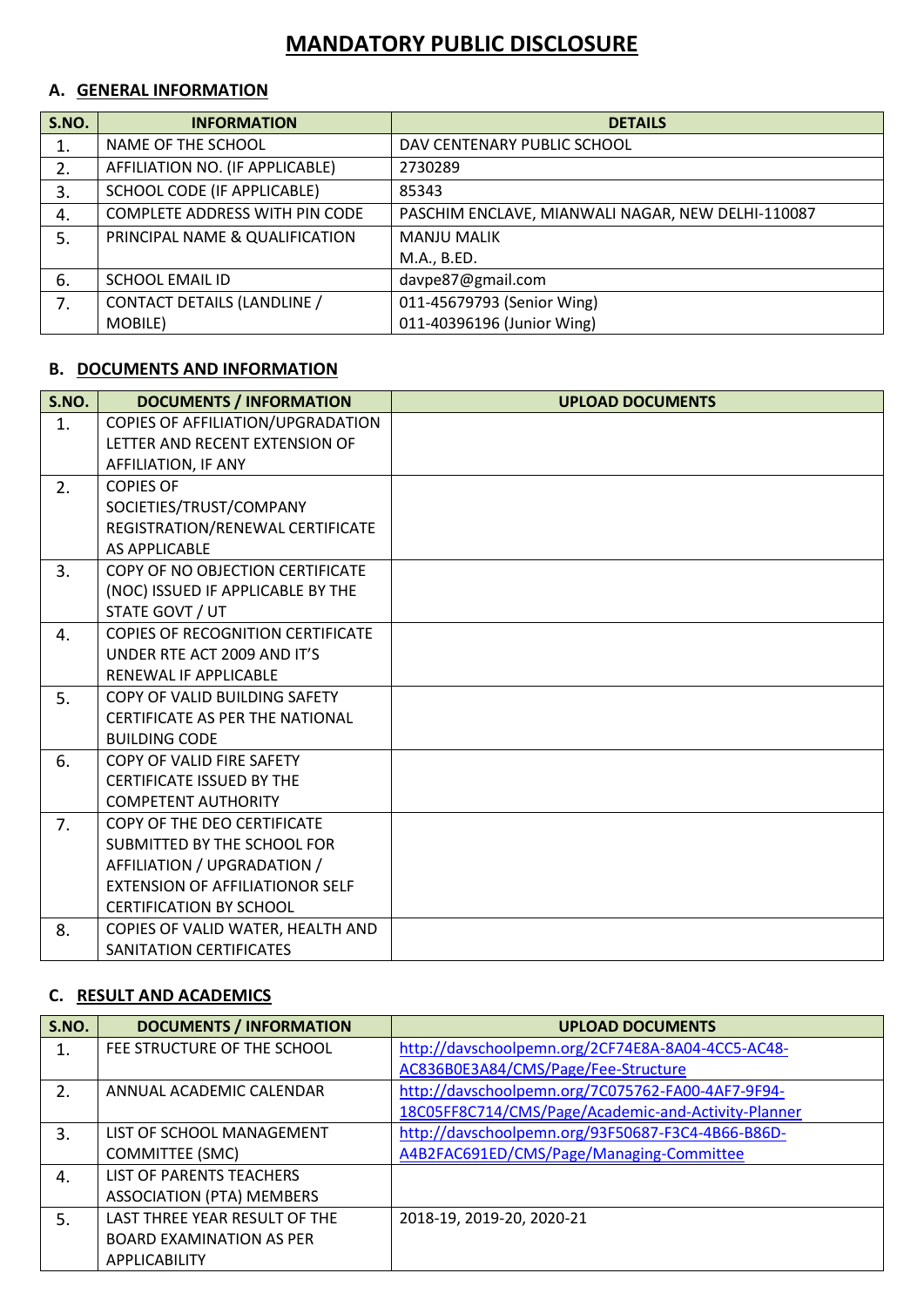# MANDATORY PUBLIC DISCLOSURE

## A. GENERAL INFORMATION

| S.NO. | INFORMATION | DETAILS |
|---|---|---|
| 1. | NAME OF THE SCHOOL | DAV CENTENARY PUBLIC SCHOOL |
| 2. | AFFILIATION NO. (IF APPLICABLE) | 2730289 |
| 3. | SCHOOL CODE (IF APPLICABLE) | 85343 |
| 4. | COMPLETE ADDRESS WITH PIN CODE | PASCHIM ENCLAVE, MIANWALI NAGAR, NEW DELHI-110087 |
| 5. | PRINCIPAL NAME & QUALIFICATION | MANJU MALIK<br>M.A., B.ED. |
| 6. | SCHOOL EMAIL ID | davpe87@gmail.com |
| 7. | CONTACT DETAILS (LANDLINE / MOBILE) | 011-45679793 (Senior Wing)<br>011-40396196 (Junior Wing) |

## B. DOCUMENTS AND INFORMATION

| S.NO. | DOCUMENTS / INFORMATION | UPLOAD DOCUMENTS |
|---|---|---|
| 1. | COPIES OF AFFILIATION/UPGRADATION LETTER AND RECENT EXTENSION OF AFFILIATION, IF ANY | |
| 2. | COPIES OF SOCIETIES/TRUST/COMPANY REGISTRATION/RENEWAL CERTIFICATE AS APPLICABLE | |
| 3. | COPY OF NO OBJECTION CERTIFICATE (NOC) ISSUED IF APPLICABLE BY THE STATE GOVT / UT | |
| 4. | COPIES OF RECOGNITION CERTIFICATE UNDER RTE ACT 2009 AND IT'S RENEWAL IF APPLICABLE | |
| 5. | COPY OF VALID BUILDING SAFETY CERTIFICATE AS PER THE NATIONAL BUILDING CODE | |
| 6. | COPY OF VALID FIRE SAFETY CERTIFICATE ISSUED BY THE COMPETENT AUTHORITY | |
| 7. | COPY OF THE DEO CERTIFICATE SUBMITTED BY THE SCHOOL FOR AFFILIATION / UPGRADATION / EXTENSION OF AFFILIATIONOR SELF CERTIFICATION BY SCHOOL | |
| 8. | COPIES OF VALID WATER, HEALTH AND SANITATION CERTIFICATES | |

## C. RESULT AND ACADEMICS

| S.NO. | DOCUMENTS / INFORMATION | UPLOAD DOCUMENTS |
|---|---|---|
| 1. | FEE STRUCTURE OF THE SCHOOL | http://davschoolpemn.org/2CF74E8A-8A04-4CC5-AC48-AC836B0E3A84/CMS/Page/Fee-Structure |
| 2. | ANNUAL ACADEMIC CALENDAR | http://davschoolpemn.org/7C075762-FA00-4AF7-9F94-18C05FF8C714/CMS/Page/Academic-and-Activity-Planner |
| 3. | LIST OF SCHOOL MANAGEMENT COMMITTEE (SMC) | http://davschoolpemn.org/93F50687-F3C4-4B66-B86D-A4B2FAC691ED/CMS/Page/Managing-Committee |
| 4. | LIST OF PARENTS TEACHERS ASSOCIATION (PTA) MEMBERS | |
| 5. | LAST THREE YEAR RESULT OF THE BOARD EXAMINATION AS PER APPLICABILITY | 2018-19, 2019-20, 2020-21 |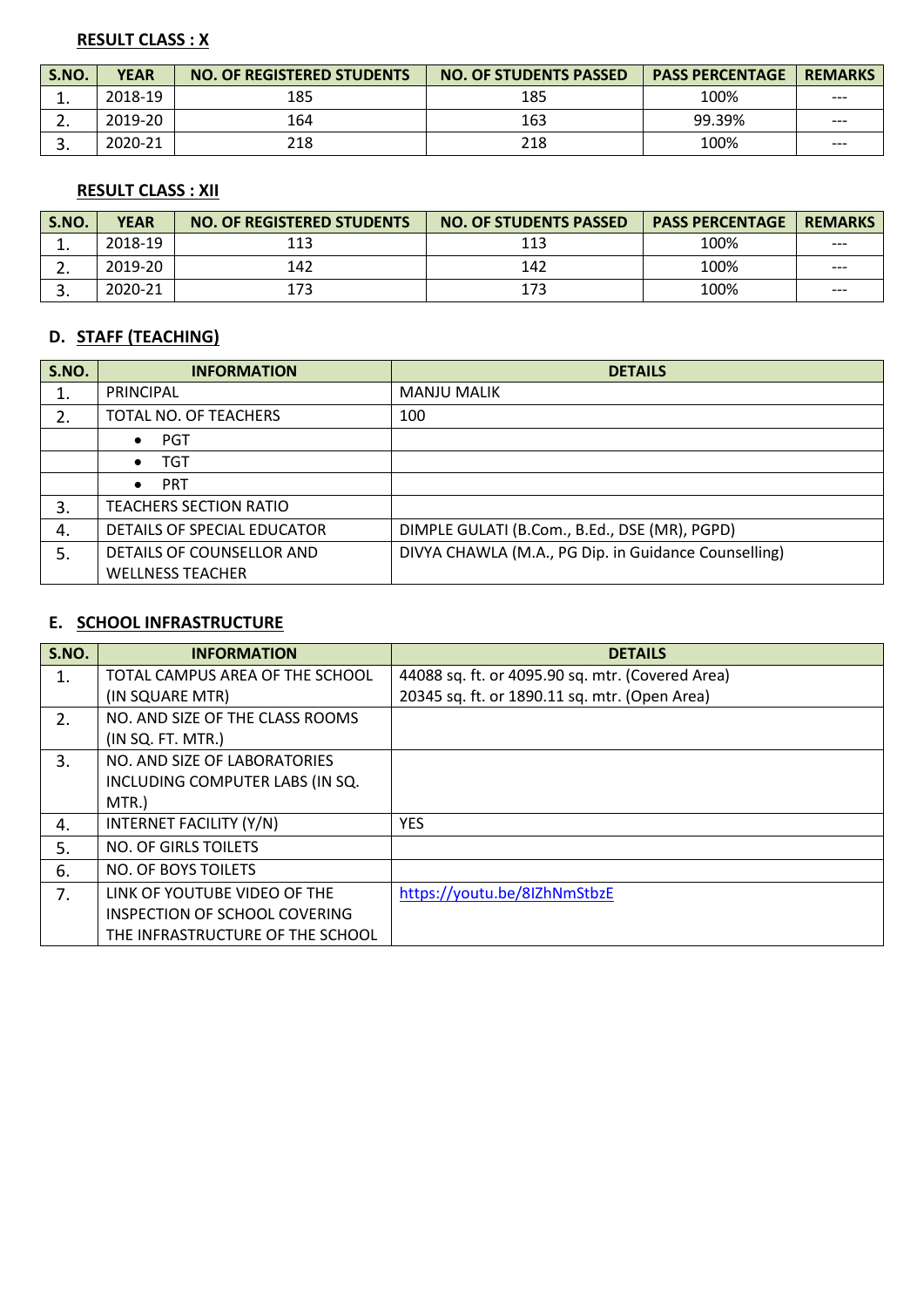**RESULT CLASS : X**

| S.NO. | YEAR | NO. OF REGISTERED STUDENTS | NO. OF STUDENTS PASSED | PASS PERCENTAGE | REMARKS |
|---|---|---|---|---|---|
| 1. | 2018-19 | 185 | 185 | 100% | --- |
| 2. | 2019-20 | 164 | 163 | 99.39% | --- |
| 3. | 2020-21 | 218 | 218 | 100% | --- |

**RESULT CLASS : XII**

| S.NO. | YEAR | NO. OF REGISTERED STUDENTS | NO. OF STUDENTS PASSED | PASS PERCENTAGE | REMARKS |
|---|---|---|---|---|---|
| 1. | 2018-19 | 113 | 113 | 100% | --- |
| 2. | 2019-20 | 142 | 142 | 100% | --- |
| 3. | 2020-21 | 173 | 173 | 100% | --- |

## D. STAFF (TEACHING)

| S.NO. | INFORMATION | DETAILS |
|---|---|---|
| 1. | PRINCIPAL | MANJU MALIK |
| 2. | TOTAL NO. OF TEACHERS | 100 |
| | • PGT | |
| | • TGT | |
| | • PRT | |
| 3. | TEACHERS SECTION RATIO | |
| 4. | DETAILS OF SPECIAL EDUCATOR | DIMPLE GULATI (B.Com., B.Ed., DSE (MR), PGPD) |
| 5. | DETAILS OF COUNSELLOR AND WELLNESS TEACHER | DIVYA CHAWLA (M.A., PG Dip. in Guidance Counselling) |

## E. SCHOOL INFRASTRUCTURE

| S.NO. | INFORMATION | DETAILS |
|---|---|---|
| 1. | TOTAL CAMPUS AREA OF THE SCHOOL (IN SQUARE MTR) | 44088 sq. ft. or 4095.90 sq. mtr. (Covered Area)<br>20345 sq. ft. or 1890.11 sq. mtr. (Open Area) |
| 2. | NO. AND SIZE OF THE CLASS ROOMS (IN SQ. FT. MTR.) | |
| 3. | NO. AND SIZE OF LABORATORIES INCLUDING COMPUTER LABS (IN SQ. MTR.) | |
| 4. | INTERNET FACILITY (Y/N) | YES |
| 5. | NO. OF GIRLS TOILETS | |
| 6. | NO. OF BOYS TOILETS | |
| 7. | LINK OF YOUTUBE VIDEO OF THE INSPECTION OF SCHOOL COVERING THE INFRASTRUCTURE OF THE SCHOOL | https://youtu.be/8IZhNmStbzE |